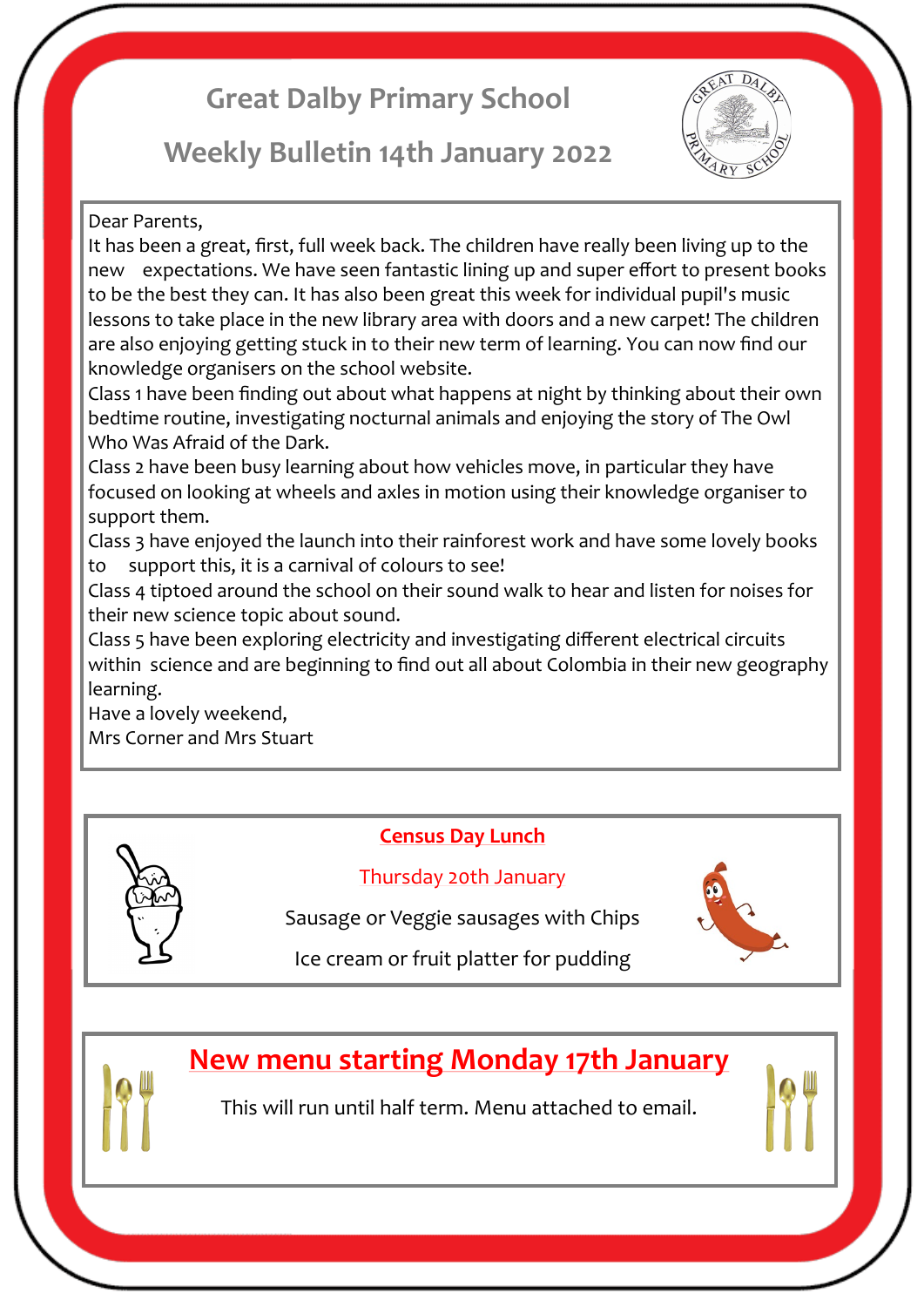# Great Dalby Primary School

## Weekly Bulletin 14th January 2022

Dear Parents,

It has been a great, first, full week back. The children have really been living up to the new expectations. We have seen fantastic lining up and super effort to present books to be the best they can. It has also been great this week for individual pupil's music lessons to take place in the new library area with doors and a new carpet! The children are also enjoying getting stuck in to their new term of learning. You can now find our knowledge organisers on the school website.

Class 1 have been finding out about what happens at night by thinking about their own bedtime routine, investigating nocturnal animals and enjoying the story of The Owl Who Was Afraid of the Dark.

Class 2 have been busy learning about how vehicles move, in particular they have focused on looking at wheels and axles in motion using their knowledge organiser to support them.

Class 3 have enjoyed the launch into their rainforest work and have some lovely books to support this, it is a carnival of colours to see!

Class 4 tiptoed around the school on their sound walk to hear and listen for noises for their new science topic about sound.

Class 5 have been exploring electricity and investigating different electrical circuits within science and are beginning to find out all about Colombia in their new geography learning.

Have a lovely weekend,

Mrs Corner and Mrs Stuart

**Census Day Lunch**

Thursday 20th January

Sausage or Veggie sausages with Chips

Ice cream or fruit platter for pudding

**New menu starting Monday 17th January**

This will run until half term. Menu attached to email.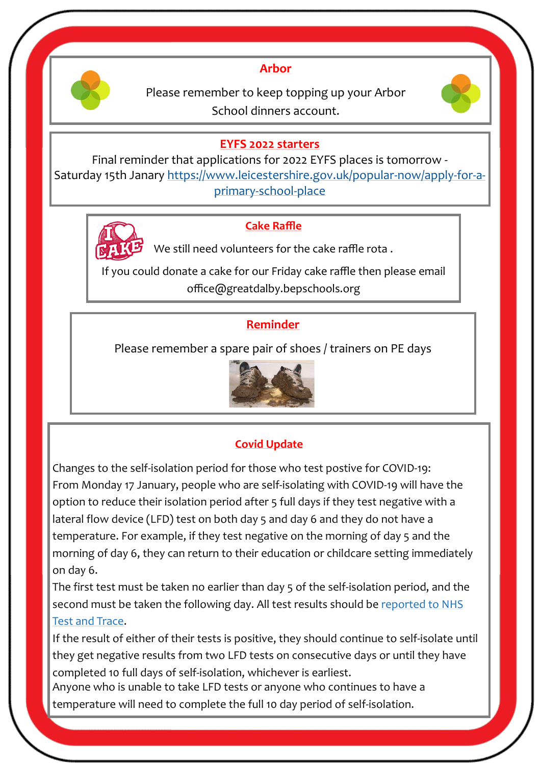## Arbor

Please remember to keep topping up your Arbor School dinners account.

## EYFS 2022 starters

Final reminder that applications for 2022 EYFS places is tomorrow - Saturday 15th Janary https://www.leicestershire.gov.uk/popular-now/apply-for-a-primary-school-place

## Cake Raffle

We still need volunteers for the cake raffle rota .

If you could donate a cake for our Friday cake raffle then please email office@greatdalby.bepschools.org

## Reminder

Please remember a spare pair of shoes / trainers on PE days

## Covid Update

Changes to the self-isolation period for those who test postive for COVID-19:
From Monday 17 January, people who are self-isolating with COVID-19 will have the option to reduce their isolation period after 5 full days if they test negative with a lateral flow device (LFD) test on both day 5 and day 6 and they do not have a temperature. For example, if they test negative on the morning of day 5 and the morning of day 6, they can return to their education or childcare setting immediately on day 6.
The first test must be taken no earlier than day 5 of the self-isolation period, and the second must be taken the following day. All test results should be reported to NHS Test and Trace.
If the result of either of their tests is positive, they should continue to self-isolate until they get negative results from two LFD tests on consecutive days or until they have completed 10 full days of self-isolation, whichever is earliest.
Anyone who is unable to take LFD tests or anyone who continues to have a temperature will need to complete the full 10 day period of self-isolation.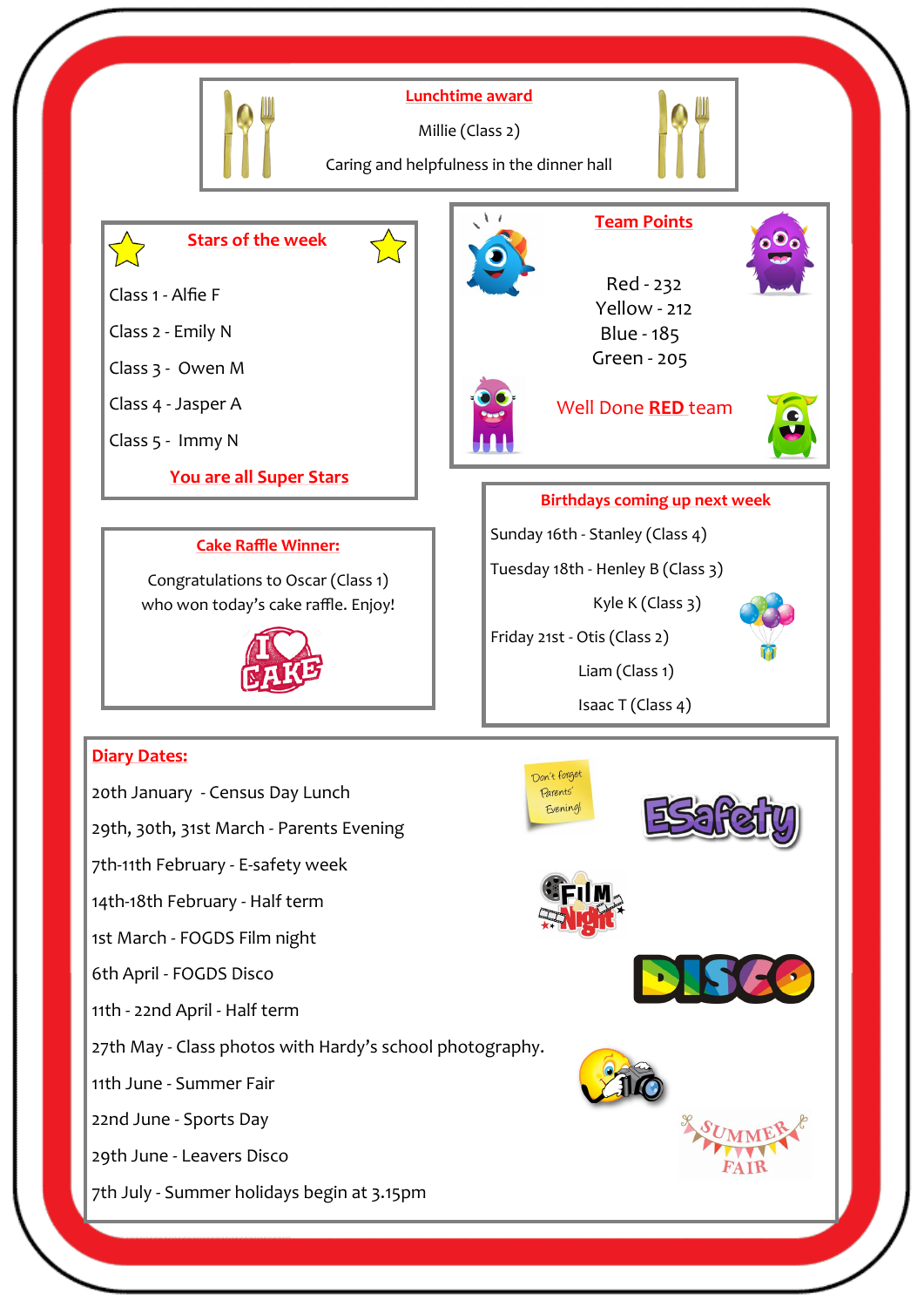## Lunchtime award

Millie (Class 2)

Caring and helpfulness in the dinner hall

## Stars of the week

Class 1 - Alfie F

Class 2 - Emily N

Class 3 - Owen M

Class 4 - Jasper A

Class 5 - Immy N

**You are all Super Stars**

## Team Points

Red - 232
Yellow - 212
Blue - 185
Green - 205

Well Done **RED** team

## Cake Raffle Winner:

Congratulations to Oscar (Class 1) who won today's cake raffle. Enjoy!

## Birthdays coming up next week

Sunday 16th - Stanley (Class 4)

Tuesday 18th - Henley B (Class 3)

Kyle K (Class 3)

Friday 21st - Otis (Class 2)

Liam (Class 1)

Isaac T (Class 4)

## Diary Dates:

20th January - Census Day Lunch

29th, 30th, 31st March - Parents Evening

7th-11th February - E-safety week

14th-18th February - Half term

1st March - FOGDS Film night

6th April - FOGDS Disco

11th - 22nd April - Half term

27th May - Class photos with Hardy's school photography.

11th June - Summer Fair

22nd June - Sports Day

29th June - Leavers Disco

7th July - Summer holidays begin at 3.15pm